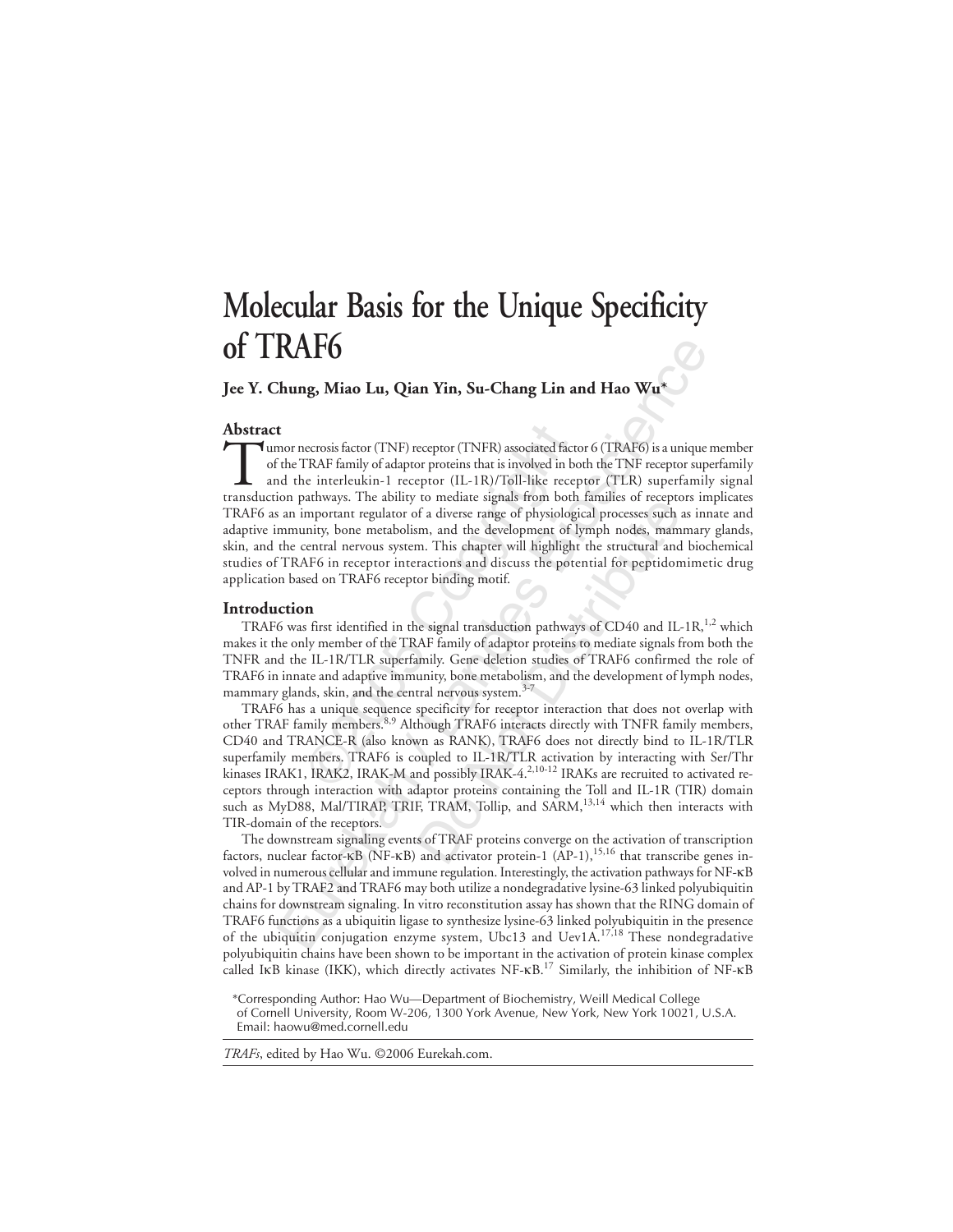# Molecular Basis for the Unique Specificity of TRAF6

**Jee Y. Chung, Miao Lu, Qian Yin, Su-Chang Lin and Hao Wu***

## Abstract

Tumor necrosis factor (TNF) receptor (TNFR) associated factor 6 (TRAF6) is a unique member of the TRAF family of adaptor proteins that is involved in both the TNF receptor superfamily and the interleukin-1 receptor (IL-1R)/Toll-like receptor (TLR) superfamily signal transduction pathways. The ability to mediate signals from both families of receptors implicates TRAF6 as an important regulator of a diverse range of physiological processes such as innate and adaptive immunity, bone metabolism, and the development of lymph nodes, mammary glands, skin, and the central nervous system. This chapter will highlight the structural and biochemical studies of TRAF6 in receptor interactions and discuss the potential for peptidomimetic drug application based on TRAF6 receptor binding motif.

## Introduction

TRAF6 was first identified in the signal transduction pathways of CD40 and IL-1R,[1,2] which makes it the only member of the TRAF family of adaptor proteins to mediate signals from both the TNFR and the IL-1R/TLR superfamily. Gene deletion studies of TRAF6 confirmed the role of TRAF6 in innate and adaptive immunity, bone metabolism, and the development of lymph nodes, mammary glands, skin, and the central nervous system.[3-7]

TRAF6 has a unique sequence specificity for receptor interaction that does not overlap with other TRAF family members.[8,9] Although TRAF6 interacts directly with TNFR family members, CD40 and TRANCE-R (also known as RANK), TRAF6 does not directly bind to IL-1R/TLR superfamily members. TRAF6 is coupled to IL-1R/TLR activation by interacting with Ser/Thr kinases IRAK1, IRAK2, IRAK-M and possibly IRAK-4.[2,10-12] IRAKs are recruited to activated receptors through interaction with adaptor proteins containing the Toll and IL-1R (TIR) domain such as MyD88, Mal/TIRAP, TRIF, TRAM, Tollip, and SARM,[13,14] which then interacts with TIR-domain of the receptors.

The downstream signaling events of TRAF proteins converge on the activation of transcription factors, nuclear factor-κB (NF-κB) and activator protein-1 (AP-1),[15,16] that transcribe genes involved in numerous cellular and immune regulation. Interestingly, the activation pathways for NF-κB and AP-1 by TRAF2 and TRAF6 may both utilize a nondegradative lysine-63 linked polyubiquitin chains for downstream signaling. In vitro reconstitution assay has shown that the RING domain of TRAF6 functions as a ubiquitin ligase to synthesize lysine-63 linked polyubiquitin in the presence of the ubiquitin conjugation enzyme system, Ubc13 and Uev1A.[17,18] These nondegradative polyubiquitin chains have been shown to be important in the activation of protein kinase complex called IκB kinase (IKK), which directly activates NF-κB.[17] Similarly, the inhibition of NF-κB

*Corresponding Author: Hao Wu—Department of Biochemistry, Weill Medical College of Cornell University, Room W-206, 1300 York Avenue, New York, New York 10021, U.S.A. Email: haowu@med.cornell.edu

*TRAFs*, edited by Hao Wu. ©2006 Eurekah.com.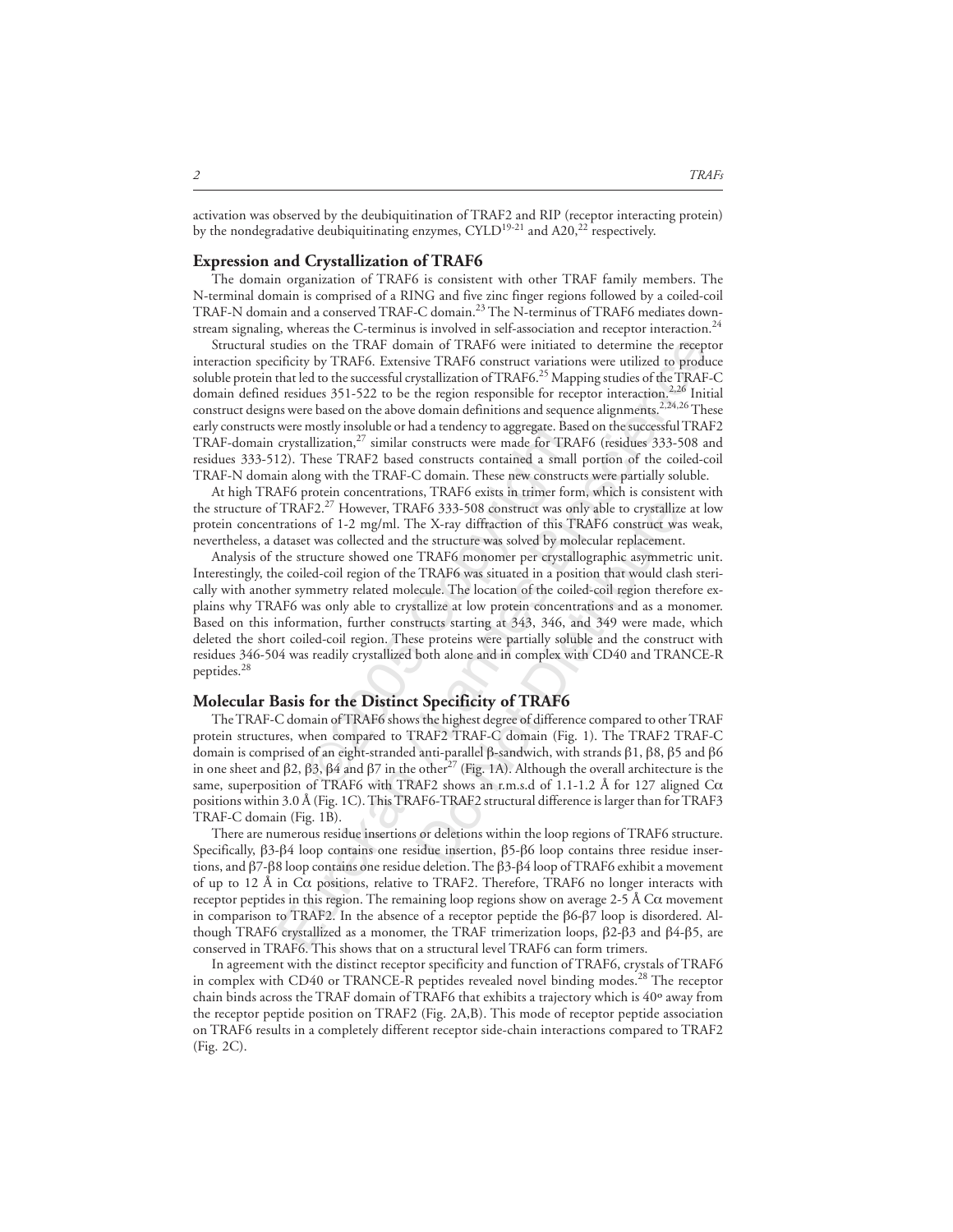activation was observed by the deubiquitination of TRAF2 and RIP (receptor interacting protein) by the nondegradative deubiquitinating enzymes, CYLD[19-21] and A20,[22] respectively.

## Expression and Crystallization of TRAF6

The domain organization of TRAF6 is consistent with other TRAF family members. The N-terminal domain is comprised of a RING and five zinc finger regions followed by a coiled-coil TRAF-N domain and a conserved TRAF-C domain.[23] The N-terminus of TRAF6 mediates downstream signaling, whereas the C-terminus is involved in self-association and receptor interaction.[24]

Structural studies on the TRAF domain of TRAF6 were initiated to determine the receptor interaction specificity by TRAF6. Extensive TRAF6 construct variations were utilized to produce soluble protein that led to the successful crystallization of TRAF6.[25] Mapping studies of the TRAF-C domain defined residues 351-522 to be the region responsible for receptor interaction.[2,26] Initial construct designs were based on the above domain definitions and sequence alignments.[2,24,26] These early constructs were mostly insoluble or had a tendency to aggregate. Based on the successful TRAF2 TRAF-domain crystallization,[27] similar constructs were made for TRAF6 (residues 333-508 and residues 333-512). These TRAF2 based constructs contained a small portion of the coiled-coil TRAF-N domain along with the TRAF-C domain. These new constructs were partially soluble.

At high TRAF6 protein concentrations, TRAF6 exists in trimer form, which is consistent with the structure of TRAF2.[27] However, TRAF6 333-508 construct was only able to crystallize at low protein concentrations of 1-2 mg/ml. The X-ray diffraction of this TRAF6 construct was weak, nevertheless, a dataset was collected and the structure was solved by molecular replacement.

Analysis of the structure showed one TRAF6 monomer per crystallographic asymmetric unit. Interestingly, the coiled-coil region of the TRAF6 was situated in a position that would clash sterically with another symmetry related molecule. The location of the coiled-coil region therefore explains why TRAF6 was only able to crystallize at low protein concentrations and as a monomer. Based on this information, further constructs starting at 343, 346, and 349 were made, which deleted the short coiled-coil region. These proteins were partially soluble and the construct with residues 346-504 was readily crystallized both alone and in complex with CD40 and TRANCE-R peptides.[28]

## Molecular Basis for the Distinct Specificity of TRAF6

The TRAF-C domain of TRAF6 shows the highest degree of difference compared to other TRAF protein structures, when compared to TRAF2 TRAF-C domain (Fig. 1). The TRAF2 TRAF-C domain is comprised of an eight-stranded anti-parallel β-sandwich, with strands β1, β8, β5 and β6 in one sheet and β2, β3, β4 and β7 in the other[27] (Fig. 1A). Although the overall architecture is the same, superposition of TRAF6 with TRAF2 shows an r.m.s.d of 1.1-1.2 Å for 127 aligned Cα positions within 3.0 Å (Fig. 1C). This TRAF6-TRAF2 structural difference is larger than for TRAF3 TRAF-C domain (Fig. 1B).

There are numerous residue insertions or deletions within the loop regions of TRAF6 structure. Specifically, β3-β4 loop contains one residue insertion, β5-β6 loop contains three residue insertions, and β7-β8 loop contains one residue deletion. The β3-β4 loop of TRAF6 exhibit a movement of up to 12 Å in Cα positions, relative to TRAF2. Therefore, TRAF6 no longer interacts with receptor peptides in this region. The remaining loop regions show on average 2-5 Å Cα movement in comparison to TRAF2. In the absence of a receptor peptide the β6-β7 loop is disordered. Although TRAF6 crystallized as a monomer, the TRAF trimerization loops, β2-β3 and β4-β5, are conserved in TRAF6. This shows that on a structural level TRAF6 can form trimers.

In agreement with the distinct receptor specificity and function of TRAF6, crystals of TRAF6 in complex with CD40 or TRANCE-R peptides revealed novel binding modes.[28] The receptor chain binds across the TRAF domain of TRAF6 that exhibits a trajectory which is 40º away from the receptor peptide position on TRAF2 (Fig. 2A,B). This mode of receptor peptide association on TRAF6 results in a completely different receptor side-chain interactions compared to TRAF2 (Fig. 2C).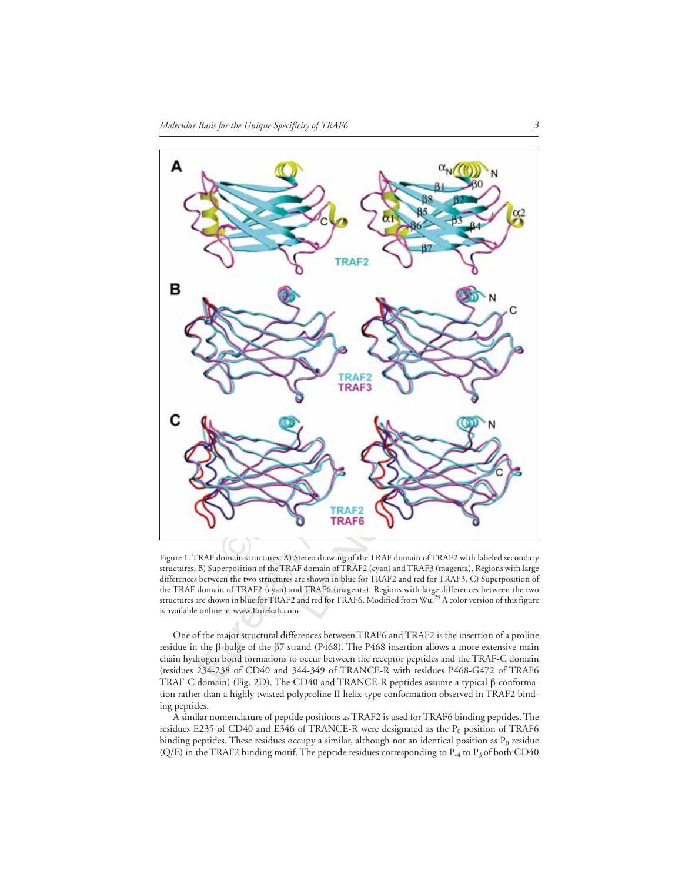Figure 1. TRAF domain structures. A) Stereo drawing of the TRAF domain of TRAF2 with labeled secondary structures. B) Superposition of the TRAF domain of TRAF2 (cyan) and TRAF3 (magenta). Regions with large differences between the two structures are shown in blue for TRAF2 and red for TRAF3. C) Superposition of the TRAF domain of TRAF2 (cyan) and TRAF6 (magenta). Regions with large differences between the two structures are shown in blue for TRAF2 and red for TRAF6. Modified from Wu.[29] A color version of this figure is available online at www.Eurekah.com.

One of the major structural differences between TRAF6 and TRAF2 is the insertion of a proline residue in the β-bulge of the β7 strand (P468). The P468 insertion allows a more extensive main chain hydrogen bond formations to occur between the receptor peptides and the TRAF-C domain (residues 234-238 of CD40 and 344-349 of TRANCE-R with residues P468-G472 of TRAF6 TRAF-C domain) (Fig. 2D). The CD40 and TRANCE-R peptides assume a typical β conformation rather than a highly twisted polyproline II helix-type conformation observed in TRAF2 binding peptides.

A similar nomenclature of peptide positions as TRAF2 is used for TRAF6 binding peptides. The residues E235 of CD40 and E346 of TRANCE-R were designated as the $P_0$ position of TRAF6 binding peptides. These residues occupy a similar, although not an identical position as $P_0$ residue (Q/E) in the TRAF2 binding motif. The peptide residues corresponding to $P_{-4}$ to $P_3$ of both CD40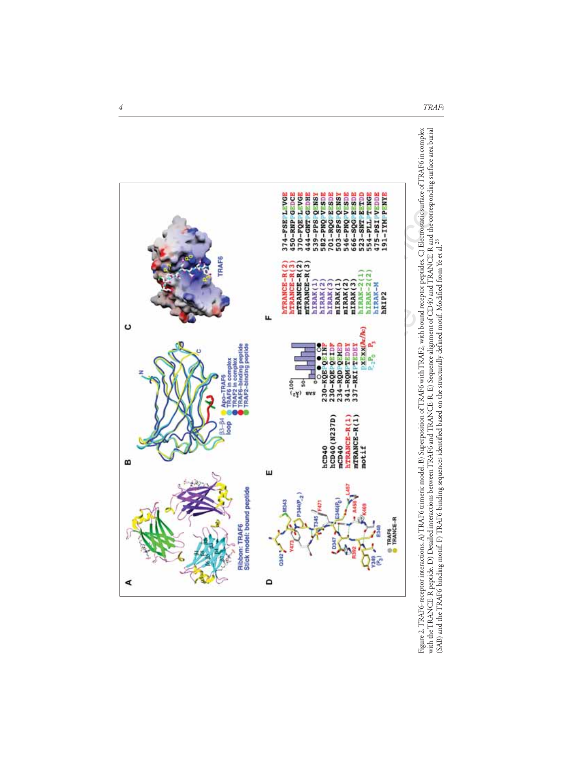Figure 2. TRAF6-receptor interactions. A) TRAF6 trimeric model. B) Superposition of TRAF6 with TRAF2, with bound receptor peptides. C) Electrostatic surface of TRAF6 in complex with the TRANCE-R peptide. D) Detailed interactions between TRAF6 and TRANCE-R. E) Sequence alignment of CD40 and TRANCE-R and the corresponding surface area burial (SAB) and the TRAF6-binding motif. F) TRAF6-binding sequences identified based on the structurally defined motif. Modified from Ye et al.[28]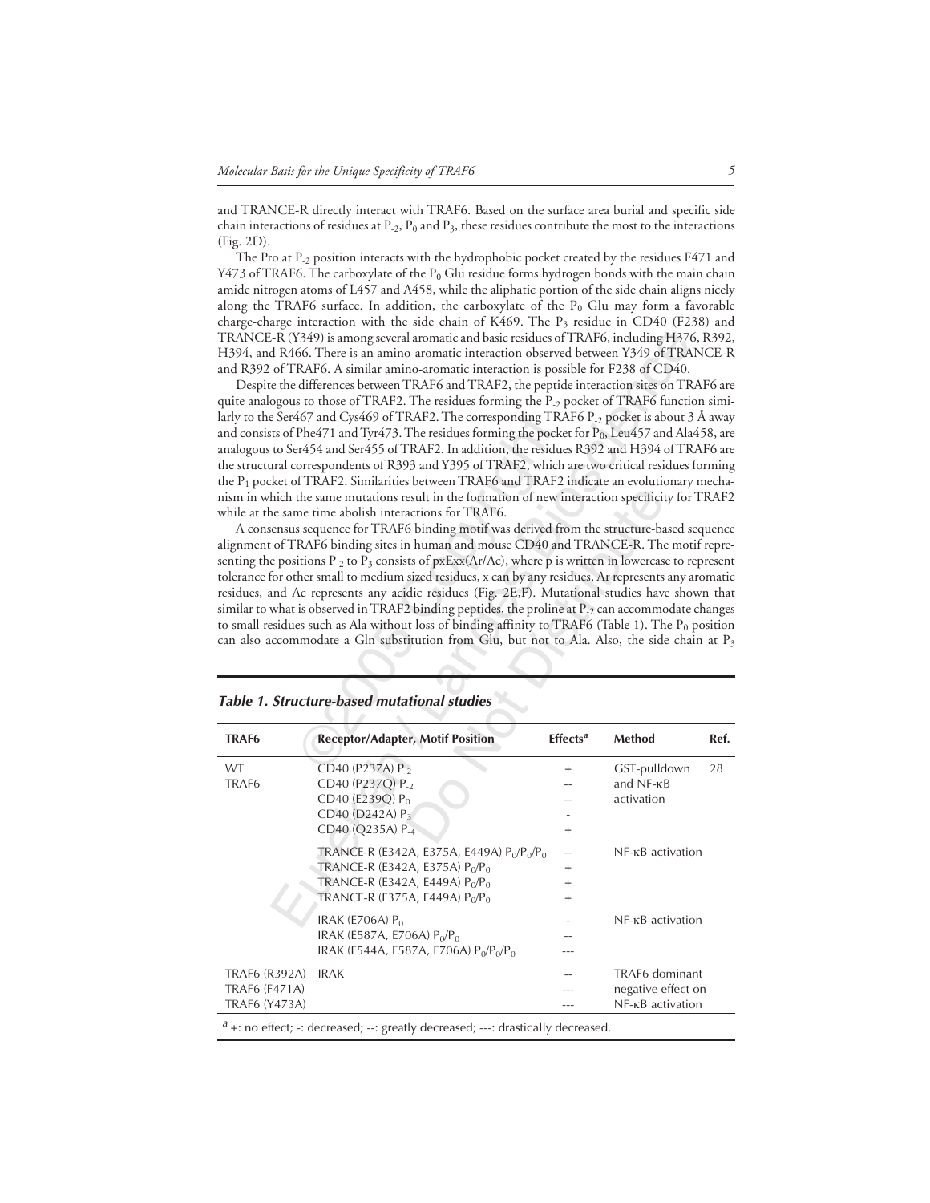and TRANCE-R directly interact with TRAF6. Based on the surface area burial and specific side chain interactions of residues at $P_{-2}$, $P_0$ and $P_3$, these residues contribute the most to the interactions (Fig. 2D).

The Pro at $P_{-2}$ position interacts with the hydrophobic pocket created by the residues F471 and Y473 of TRAF6. The carboxylate of the $P_0$ Glu residue forms hydrogen bonds with the main chain amide nitrogen atoms of L457 and A458, while the aliphatic portion of the side chain aligns nicely along the TRAF6 surface. In addition, the carboxylate of the $P_0$ Glu may form a favorable charge-charge interaction with the side chain of K469. The $P_3$ residue in CD40 (F238) and TRANCE-R (Y349) is among several aromatic and basic residues of TRAF6, including H376, R392, H394, and R466. There is an amino-aromatic interaction observed between Y349 of TRANCE-R and R392 of TRAF6. A similar amino-aromatic interaction is possible for F238 of CD40.

Despite the differences between TRAF6 and TRAF2, the peptide interaction sites on TRAF6 are quite analogous to those of TRAF2. The residues forming the $P_{-2}$ pocket of TRAF6 function similarly to the Ser467 and Cys469 of TRAF2. The corresponding TRAF6 $P_{-2}$ pocket is about 3 Å away and consists of Phe471 and Tyr473. The residues forming the pocket for $P_0$, Leu457 and Ala458, are analogous to Ser454 and Ser455 of TRAF2. In addition, the residues R392 and H394 of TRAF6 are the structural correspondents of R393 and Y395 of TRAF2, which are two critical residues forming the $P_1$ pocket of TRAF2. Similarities between TRAF6 and TRAF2 indicate an evolutionary mechanism in which the same mutations result in the formation of new interaction specificity for TRAF2 while at the same time abolish interactions for TRAF6.

A consensus sequence for TRAF6 binding motif was derived from the structure-based sequence alignment of TRAF6 binding sites in human and mouse CD40 and TRANCE-R. The motif representing the positions $P_{-2}$ to $P_3$ consists of pxExx(Ar/Ac), where p is written in lowercase to represent tolerance for other small to medium sized residues, x can by any residues, Ar represents any aromatic residues, and Ac represents any acidic residues (Fig. 2E,F). Mutational studies have shown that similar to what is observed in TRAF2 binding peptides, the proline at $P_{-2}$ can accommodate changes to small residues such as Ala without loss of binding affinity to TRAF6 (Table 1). The $P_0$ position can also accommodate a Gln substitution from Glu, but not to Ala. Also, the side chain at $P_3$

***Table 1. Structure-based mutational studies***

| TRAF6 | Receptor/Adapter, Motif Position | Effects[a] | Method | Ref. |
|---|---|---|---|---|
| WT TRAF6 | CD40 (P237A) $P_{-2}$ | + | GST-pulldown and NF-κB activation | 28 |
| | CD40 (P237Q) $P_{-2}$ | -- | | |
| | CD40 (E239Q) $P_0$ | -- | | |
| | CD40 (D242A) $P_3$ | - | | |
| | CD40 (Q235A) $P_{-4}$ | + | | |
| | TRANCE-R (E342A, E375A, E449A) $P_0/P_0/P_0$ | -- | NF-κB activation | |
| | TRANCE-R (E342A, E375A) $P_0/P_0$ | + | | |
| | TRANCE-R (E342A, E449A) $P_0/P_0$ | + | | |
| | TRANCE-R (E375A, E449A) $P_0/P_0$ | + | | |
| | IRAK (E706A) $P_0$ | - | NF-κB activation | |
| | IRAK (E587A, E706A) $P_0/P_0$ | -- | | |
| | IRAK (E544A, E587A, E706A) $P_0/P_0/P_0$ | --- | | |
| TRAF6 (R392A) | IRAK | -- | TRAF6 dominant negative effect on NF-κB activation | |
| TRAF6 (F471A) | | --- | | |
| TRAF6 (Y473A) | | --- | | |

[a] +: no effect; -: decreased; --: greatly decreased; ---: drastically decreased.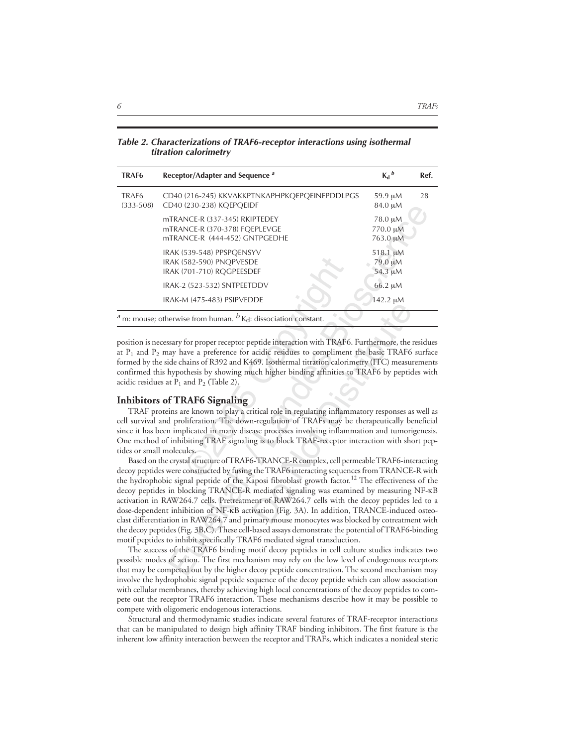***Table 2. Characterizations of TRAF6-receptor interactions using isothermal titration calorimetry***

| TRAF6 | Receptor/Adapter and Sequence [a] | $K_d$ [b] | Ref. |
|---|---|---|---|
| TRAF6 (333-508) | CD40 (216-245) KKVAKKPTNKAPHPKQEPQEINFPDDLPGS | 59.9 μM | 28 |
| | CD40 (230-238) KQEPQEIDF | 84.0 μM | |
| | mTRANCE-R (337-345) RKIPTEDEY | 78.0 μM | |
| | mTRANCE-R (370-378) FQEPLEVGE | 770.0 μM | |
| | mTRANCE-R (444-452) GNTPGEDHE | 763.0 μM | |
| | IRAK (539-548) PPSPQENSYV | 518.1 μM | |
| | IRAK (582-590) PNQPVESDE | 79.0 μM | |
| | IRAK (701-710) RQGPEESDEF | 54.3 μM | |
| | IRAK-2 (523-532) SNTPEETDDV | 66.2 μM | |
| | IRAK-M (475-483) PSIPVEDDE | 142.2 μM | |

[a] m: mouse; otherwise from human. [b] $K_d$: dissociation constant.

position is necessary for proper receptor peptide interaction with TRAF6. Furthermore, the residues at $P_1$ and $P_2$ may have a preference for acidic residues to compliment the basic TRAF6 surface formed by the side chains of R392 and K469. Isothermal titration calorimetry (ITC) measurements confirmed this hypothesis by showing much higher binding affinities to TRAF6 by peptides with acidic residues at $P_1$ and $P_2$ (Table 2).

## Inhibitors of TRAF6 Signaling

TRAF proteins are known to play a critical role in regulating inflammatory responses as well as cell survival and proliferation. The down-regulation of TRAFs may be therapeutically beneficial since it has been implicated in many disease processes involving inflammation and tumorigenesis. One method of inhibiting TRAF signaling is to block TRAF-receptor interaction with short peptides or small molecules.

Based on the crystal structure of TRAF6-TRANCE-R complex, cell permeable TRAF6-interacting decoy peptides were constructed by fusing the TRAF6 interacting sequences from TRANCE-R with the hydrophobic signal peptide of the Kaposi fibroblast growth factor.[12] The effectiveness of the decoy peptides in blocking TRANCE-R mediated signaling was examined by measuring NF-κB activation in RAW264.7 cells. Pretreatment of RAW264.7 cells with the decoy peptides led to a dose-dependent inhibition of NF-κB activation (Fig. 3A). In addition, TRANCE-induced osteoclast differentiation in RAW264.7 and primary mouse monocytes was blocked by cotreatment with the decoy peptides (Fig. 3B,C). These cell-based assays demonstrate the potential of TRAF6-binding motif peptides to inhibit specifically TRAF6 mediated signal transduction.

The success of the TRAF6 binding motif decoy peptides in cell culture studies indicates two possible modes of action. The first mechanism may rely on the low level of endogenous receptors that may be competed out by the higher decoy peptide concentration. The second mechanism may involve the hydrophobic signal peptide sequence of the decoy peptide which can allow association with cellular membranes, thereby achieving high local concentrations of the decoy peptides to compete out the receptor TRAF6 interaction. These mechanisms describe how it may be possible to compete with oligomeric endogenous interactions.

Structural and thermodynamic studies indicate several features of TRAF-receptor interactions that can be manipulated to design high affinity TRAF binding inhibitors. The first feature is the inherent low affinity interaction between the receptor and TRAFs, which indicates a nonideal steric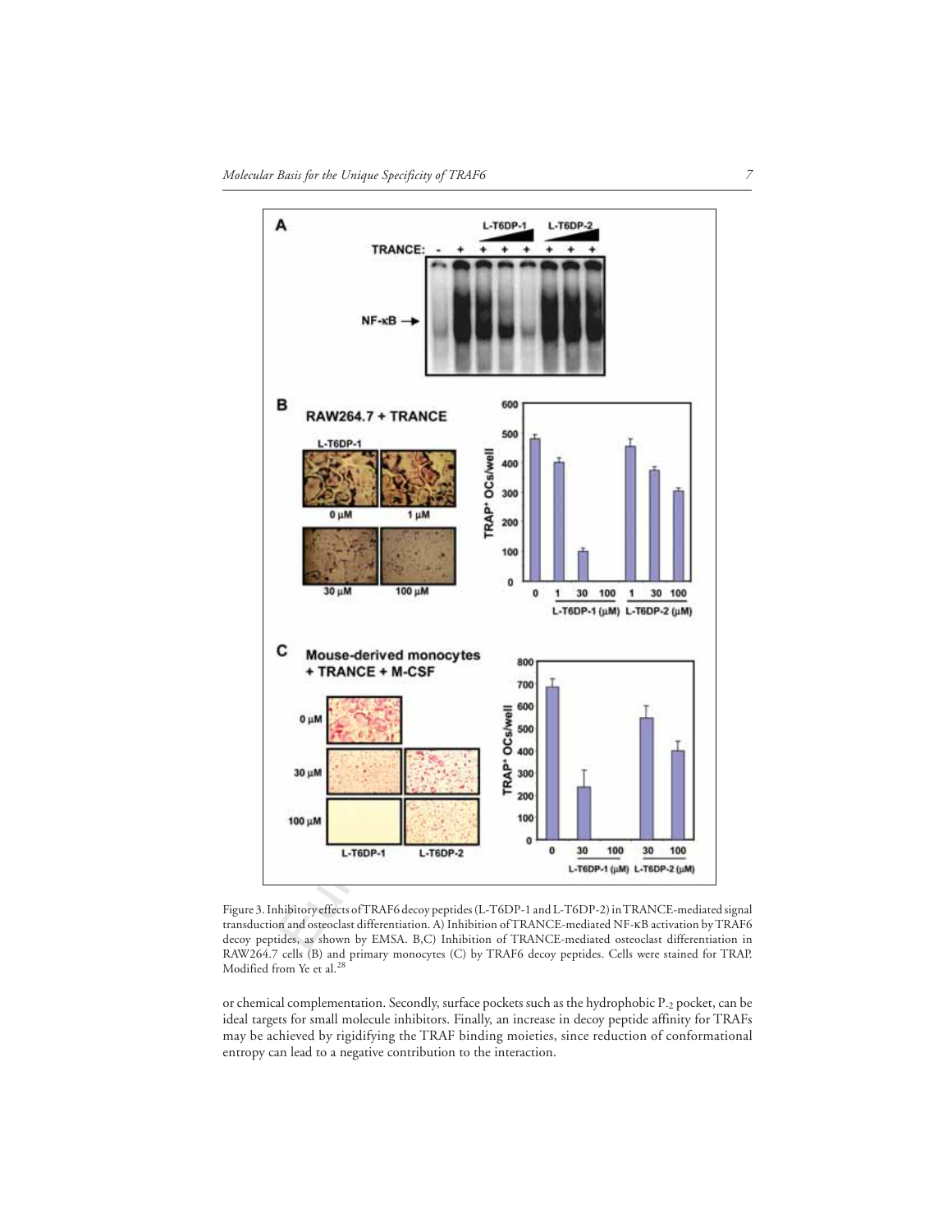Figure 3. Inhibitory effects of TRAF6 decoy peptides (L-T6DP-1 and L-T6DP-2) in TRANCE-mediated signal transduction and osteoclast differentiation. A) Inhibition of TRANCE-mediated NF-κB activation by TRAF6 decoy peptides, as shown by EMSA. B,C) Inhibition of TRANCE-mediated osteoclast differentiation in RAW264.7 cells (B) and primary monocytes (C) by TRAF6 decoy peptides. Cells were stained for TRAP. Modified from Ye et al.[28]

or chemical complementation. Secondly, surface pockets such as the hydrophobic $P_{-2}$ pocket, can be ideal targets for small molecule inhibitors. Finally, an increase in decoy peptide affinity for TRAFs may be achieved by rigidifying the TRAF binding moieties, since reduction of conformational entropy can lead to a negative contribution to the interaction.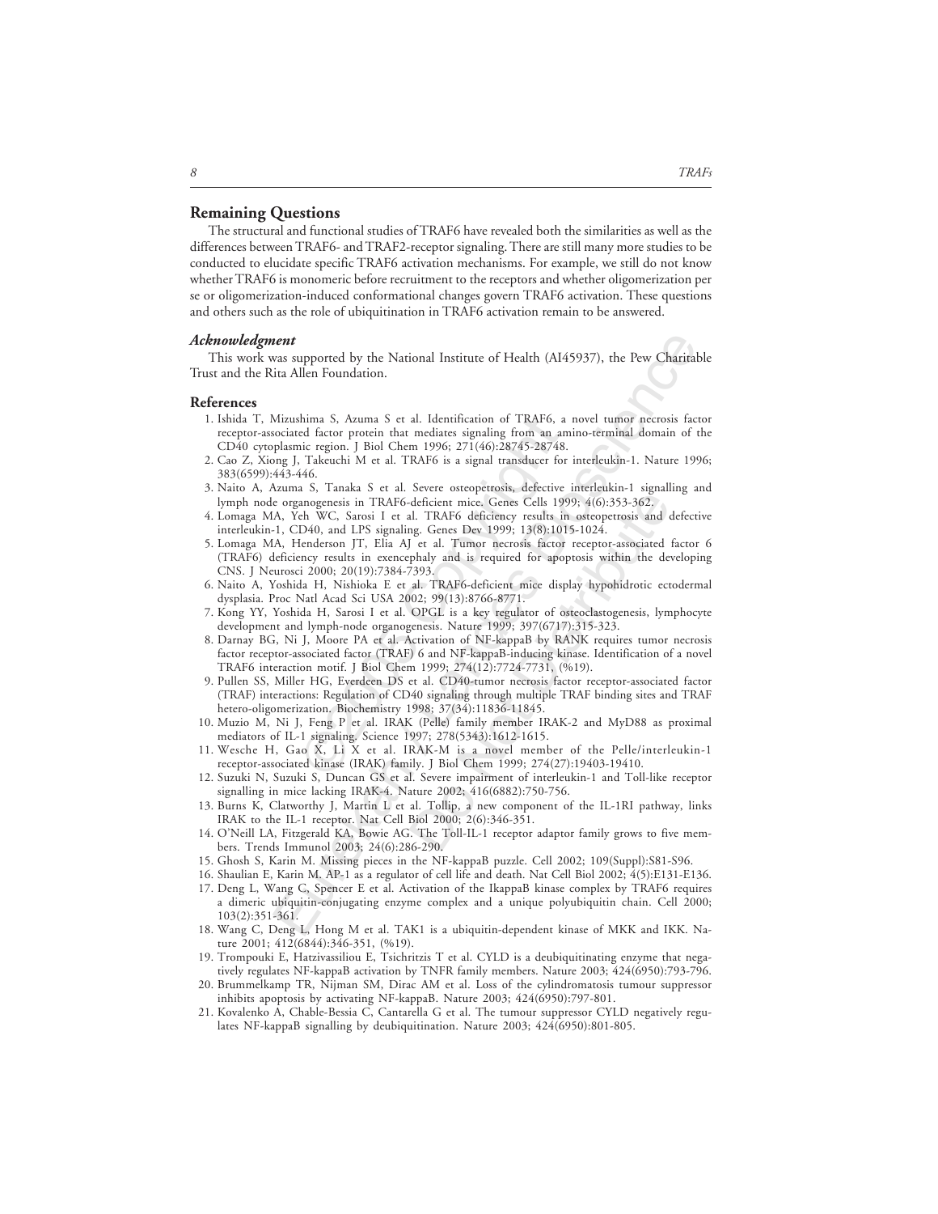## Remaining Questions

The structural and functional studies of TRAF6 have revealed both the similarities as well as the differences between TRAF6- and TRAF2-receptor signaling. There are still many more studies to be conducted to elucidate specific TRAF6 activation mechanisms. For example, we still do not know whether TRAF6 is monomeric before recruitment to the receptors and whether oligomerization per se or oligomerization-induced conformational changes govern TRAF6 activation. These questions and others such as the role of ubiquitination in TRAF6 activation remain to be answered.

### *Acknowledgment*

This work was supported by the National Institute of Health (AI45937), the Pew Charitable Trust and the Rita Allen Foundation.

## References

1. Ishida T, Mizushima S, Azuma S et al. Identification of TRAF6, a novel tumor necrosis factor receptor-associated factor protein that mediates signaling from an amino-terminal domain of the CD40 cytoplasmic region. J Biol Chem 1996; 271(46):28745-28748.
2. Cao Z, Xiong J, Takeuchi M et al. TRAF6 is a signal transducer for interleukin-1. Nature 1996; 383(6599):443-446.
3. Naito A, Azuma S, Tanaka S et al. Severe osteopetrosis, defective interleukin-1 signalling and lymph node organogenesis in TRAF6-deficient mice. Genes Cells 1999; 4(6):353-362.
4. Lomaga MA, Yeh WC, Sarosi I et al. TRAF6 deficiency results in osteopetrosis and defective interleukin-1, CD40, and LPS signaling. Genes Dev 1999; 13(8):1015-1024.
5. Lomaga MA, Henderson JT, Elia AJ et al. Tumor necrosis factor receptor-associated factor 6 (TRAF6) deficiency results in exencephaly and is required for apoptosis within the developing CNS. J Neurosci 2000; 20(19):7384-7393.
6. Naito A, Yoshida H, Nishioka E et al. TRAF6-deficient mice display hypohidrotic ectodermal dysplasia. Proc Natl Acad Sci USA 2002; 99(13):8766-8771.
7. Kong YY, Yoshida H, Sarosi I et al. OPGL is a key regulator of osteoclastogenesis, lymphocyte development and lymph-node organogenesis. Nature 1999; 397(6717):315-323.
8. Darnay BG, Ni J, Moore PA et al. Activation of NF-kappaB by RANK requires tumor necrosis factor receptor-associated factor (TRAF) 6 and NF-kappaB-inducing kinase. Identification of a novel TRAF6 interaction motif. J Biol Chem 1999; 274(12):7724-7731, (%19).
9. Pullen SS, Miller HG, Everdeen DS et al. CD40-tumor necrosis factor receptor-associated factor (TRAF) interactions: Regulation of CD40 signaling through multiple TRAF binding sites and TRAF hetero-oligomerization. Biochemistry 1998; 37(34):11836-11845.
10. Muzio M, Ni J, Feng P et al. IRAK (Pelle) family member IRAK-2 and MyD88 as proximal mediators of IL-1 signaling. Science 1997; 278(5343):1612-1615.
11. Wesche H, Gao X, Li X et al. IRAK-M is a novel member of the Pelle/interleukin-1 receptor-associated kinase (IRAK) family. J Biol Chem 1999; 274(27):19403-19410.
12. Suzuki N, Suzuki S, Duncan GS et al. Severe impairment of interleukin-1 and Toll-like receptor signalling in mice lacking IRAK-4. Nature 2002; 416(6882):750-756.
13. Burns K, Clatworthy J, Martin L et al. Tollip, a new component of the IL-1RI pathway, links IRAK to the IL-1 receptor. Nat Cell Biol 2000; 2(6):346-351.
14. O'Neill LA, Fitzgerald KA, Bowie AG. The Toll-IL-1 receptor adaptor family grows to five members. Trends Immunol 2003; 24(6):286-290.
15. Ghosh S, Karin M. Missing pieces in the NF-kappaB puzzle. Cell 2002; 109(Suppl):S81-S96.
16. Shaulian E, Karin M. AP-1 as a regulator of cell life and death. Nat Cell Biol 2002; 4(5):E131-E136.
17. Deng L, Wang C, Spencer E et al. Activation of the IkappaB kinase complex by TRAF6 requires a dimeric ubiquitin-conjugating enzyme complex and a unique polyubiquitin chain. Cell 2000; 103(2):351-361.
18. Wang C, Deng L, Hong M et al. TAK1 is a ubiquitin-dependent kinase of MKK and IKK. Nature 2001; 412(6844):346-351, (%19).
19. Trompouki E, Hatzivassiliou E, Tsichritzis T et al. CYLD is a deubiquitinating enzyme that negatively regulates NF-kappaB activation by TNFR family members. Nature 2003; 424(6950):793-796.
20. Brummelkamp TR, Nijman SM, Dirac AM et al. Loss of the cylindromatosis tumour suppressor inhibits apoptosis by activating NF-kappaB. Nature 2003; 424(6950):797-801.
21. Kovalenko A, Chable-Bessia C, Cantarella G et al. The tumour suppressor CYLD negatively regulates NF-kappaB signalling by deubiquitination. Nature 2003; 424(6950):801-805.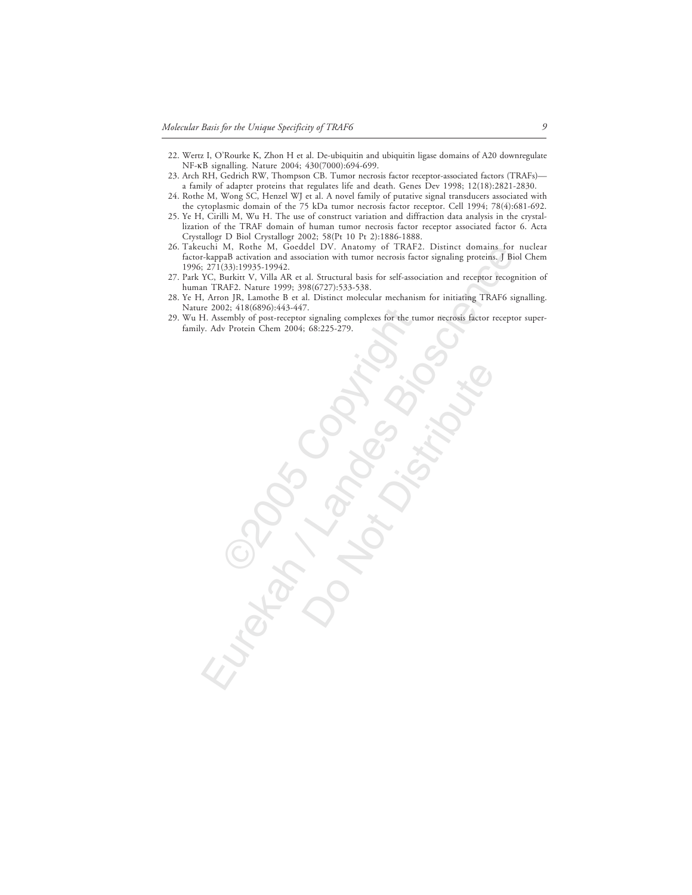22. Wertz I, O'Rourke K, Zhon H et al. De-ubiquitin and ubiquitin ligase domains of A20 downregulate NF-κB signalling. Nature 2004; 430(7000):694-699.
23. Arch RH, Gedrich RW, Thompson CB. Tumor necrosis factor receptor-associated factors (TRAFs)—a family of adapter proteins that regulates life and death. Genes Dev 1998; 12(18):2821-2830.
24. Rothe M, Wong SC, Henzel WJ et al. A novel family of putative signal transducers associated with the cytoplasmic domain of the 75 kDa tumor necrosis factor receptor. Cell 1994; 78(4):681-692.
25. Ye H, Cirilli M, Wu H. The use of construct variation and diffraction data analysis in the crystallization of the TRAF domain of human tumor necrosis factor receptor associated factor 6. Acta Crystallogr D Biol Crystallogr 2002; 58(Pt 10 Pt 2):1886-1888.
26. Takeuchi M, Rothe M, Goeddel DV. Anatomy of TRAF2. Distinct domains for nuclear factor-kappaB activation and association with tumor necrosis factor signaling proteins. J Biol Chem 1996; 271(33):19935-19942.
27. Park YC, Burkitt V, Villa AR et al. Structural basis for self-association and receptor recognition of human TRAF2. Nature 1999; 398(6727):533-538.
28. Ye H, Arron JR, Lamothe B et al. Distinct molecular mechanism for initiating TRAF6 signalling. Nature 2002; 418(6896):443-447.
29. Wu H. Assembly of post-receptor signaling complexes for the tumor necrosis factor receptor superfamily. Adv Protein Chem 2004; 68:225-279.